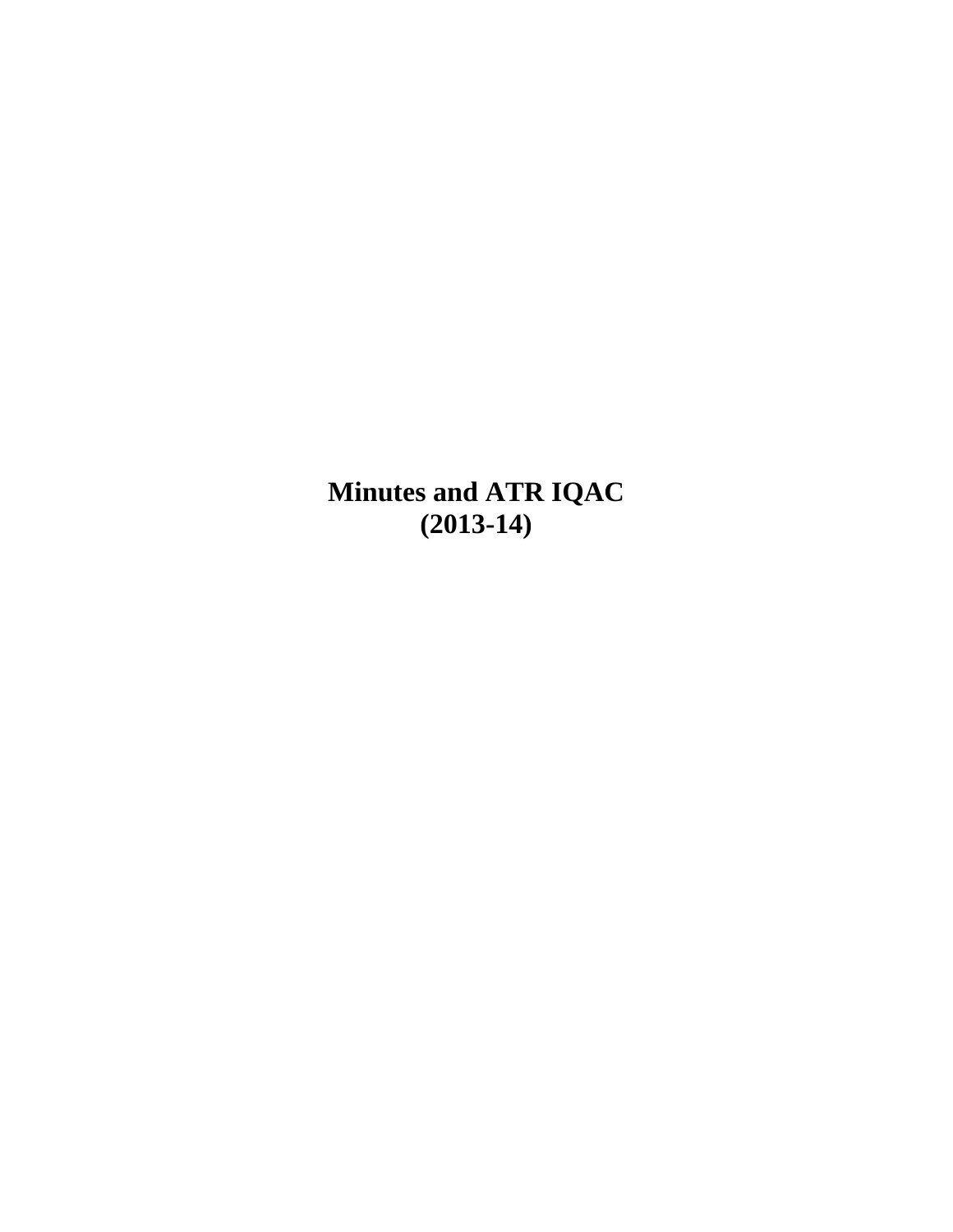# Minutes and ATR IQAC
# (2013-14)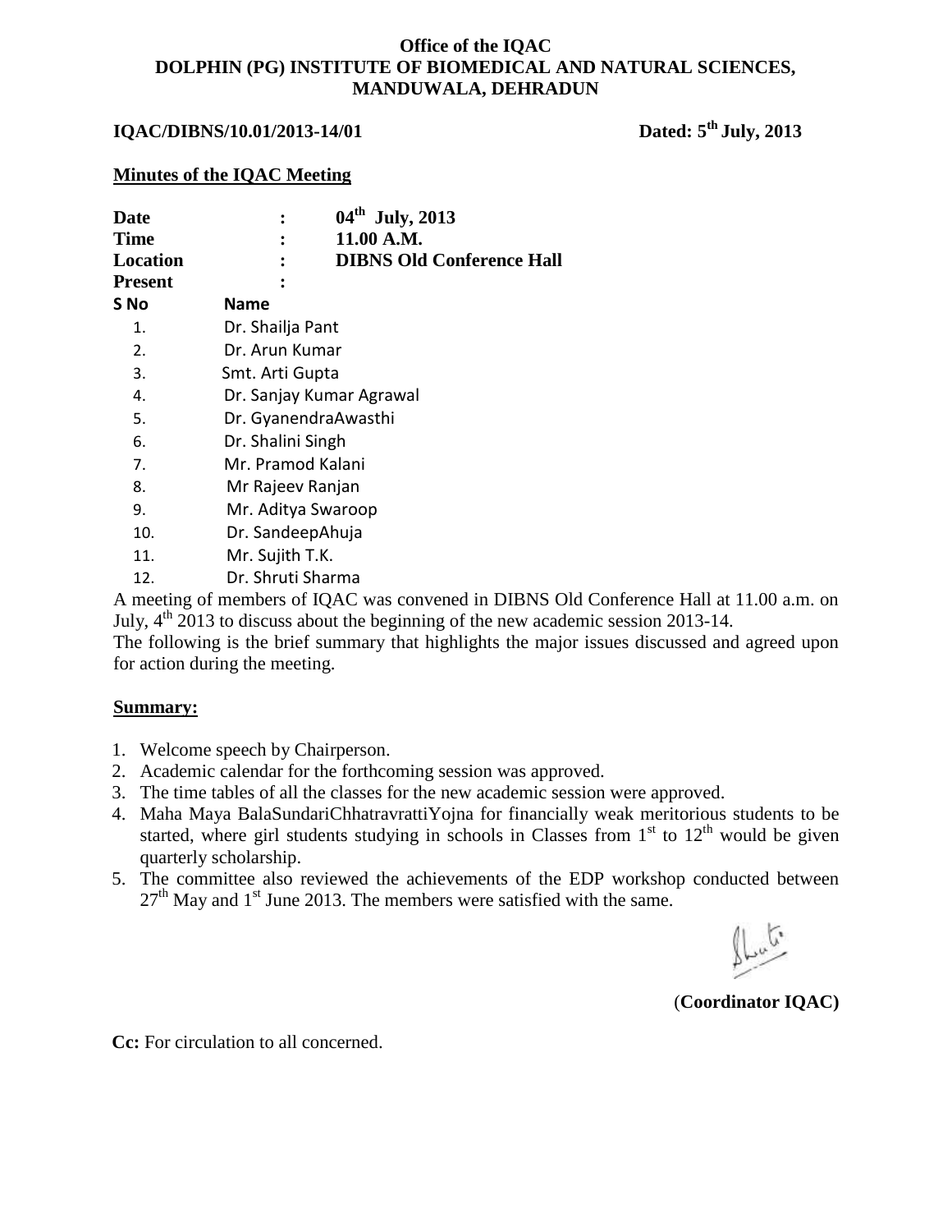**Office of the IQAC**
**DOLPHIN (PG) INSTITUTE OF BIOMEDICAL AND NATURAL SCIENCES, MANDUWALA, DEHRADUN**

**IQAC/DIBNS/10.01/2013-14/01** **Dated: 5th July, 2013**

## Minutes of the IQAC Meeting

**Date** : **04th July, 2013**
**Time** : **11.00 A.M.**
**Location** : **DIBNS Old Conference Hall**
**Present** :

| S No | Name |
|---|---|
| 1. | Dr. Shailja Pant |
| 2. | Dr. Arun Kumar |
| 3. | Smt. Arti Gupta |
| 4. | Dr. Sanjay Kumar Agrawal |
| 5. | Dr. GyanendraAwasthi |
| 6. | Dr. Shalini Singh |
| 7. | Mr. Pramod Kalani |
| 8. | Mr Rajeev Ranjan |
| 9. | Mr. Aditya Swaroop |
| 10. | Dr. SandeepAhuja |
| 11. | Mr. Sujith T.K. |
| 12. | Dr. Shruti Sharma |

A meeting of members of IQAC was convened in DIBNS Old Conference Hall at 11.00 a.m. on July, 4th 2013 to discuss about the beginning of the new academic session 2013-14.
The following is the brief summary that highlights the major issues discussed and agreed upon for action during the meeting.

### Summary:

1. Welcome speech by Chairperson.
2. Academic calendar for the forthcoming session was approved.
3. The time tables of all the classes for the new academic session were approved.
4. Maha Maya BalaSundariChhatravrattiYojna for financially weak meritorious students to be started, where girl students studying in schools in Classes from 1st to 12th would be given quarterly scholarship.
5. The committee also reviewed the achievements of the EDP workshop conducted between 27th May and 1st June 2013. The members were satisfied with the same.

(**Coordinator IQAC)**

**Cc:** For circulation to all concerned.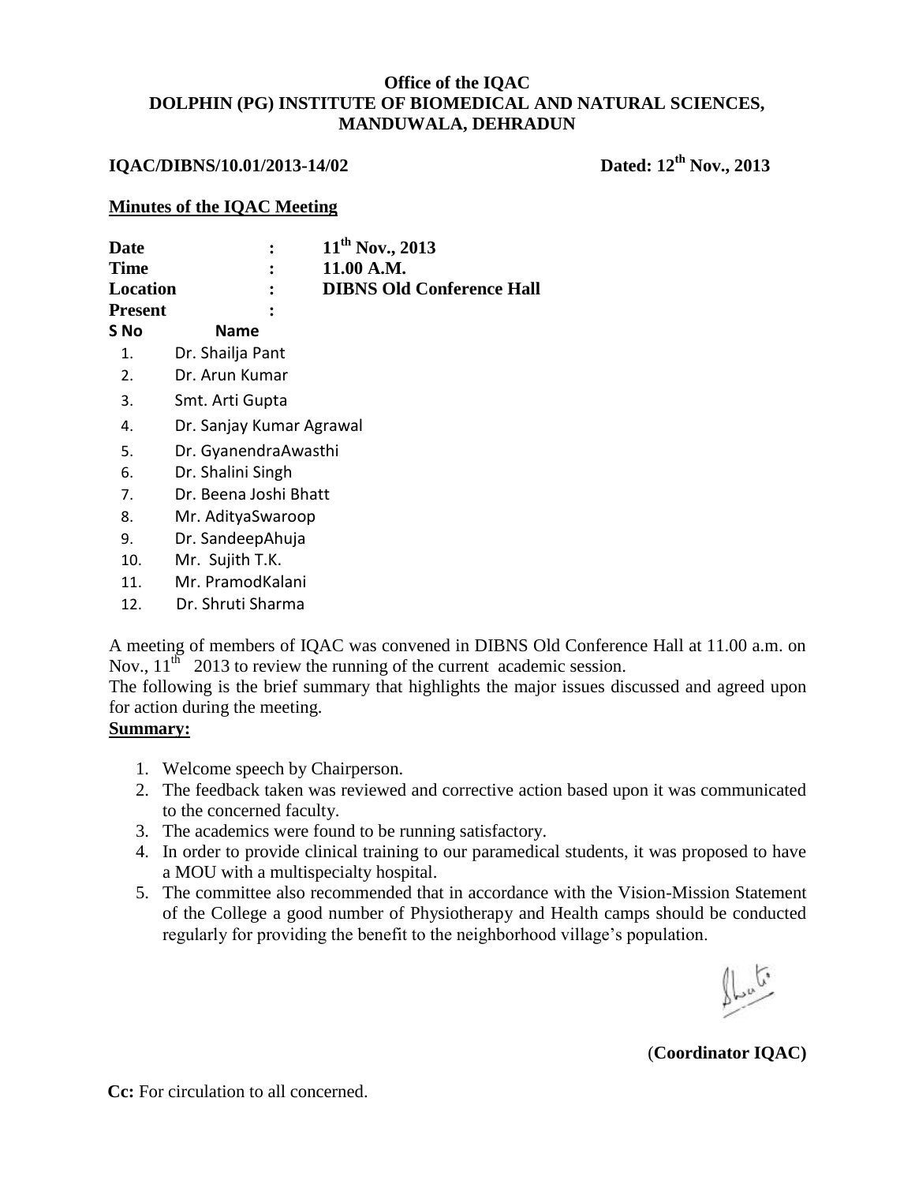**Office of the IQAC**
**DOLPHIN (PG) INSTITUTE OF BIOMEDICAL AND NATURAL SCIENCES, MANDUWALA, DEHRADUN**

**IQAC/DIBNS/10.01/2013-14/02** **Dated: 12th Nov., 2013**

**Minutes of the IQAC Meeting**

**Date** : **11th Nov., 2013**
**Time** : **11.00 A.M.**
**Location** : **DIBNS Old Conference Hall**
**Present** :

| S No | Name |
|---|---|
| 1. | Dr. Shailja Pant |
| 2. | Dr. Arun Kumar |
| 3. | Smt. Arti Gupta |
| 4. | Dr. Sanjay Kumar Agrawal |
| 5. | Dr. GyanendraAwasthi |
| 6. | Dr. Shalini Singh |
| 7. | Dr. Beena Joshi Bhatt |
| 8. | Mr. AdityaSwaroop |
| 9. | Dr. SandeepAhuja |
| 10. | Mr. Sujith T.K. |
| 11. | Mr. PramodKalani |
| 12. | Dr. Shruti Sharma |

A meeting of members of IQAC was convened in DIBNS Old Conference Hall at 11.00 a.m. on Nov., 11th 2013 to review the running of the current academic session.
The following is the brief summary that highlights the major issues discussed and agreed upon for action during the meeting.

**Summary:**

1. Welcome speech by Chairperson.
2. The feedback taken was reviewed and corrective action based upon it was communicated to the concerned faculty.
3. The academics were found to be running satisfactory.
4. In order to provide clinical training to our paramedical students, it was proposed to have a MOU with a multispecialty hospital.
5. The committee also recommended that in accordance with the Vision-Mission Statement of the College a good number of Physiotherapy and Health camps should be conducted regularly for providing the benefit to the neighborhood village's population.

(**Coordinator IQAC)**

**Cc:** For circulation to all concerned.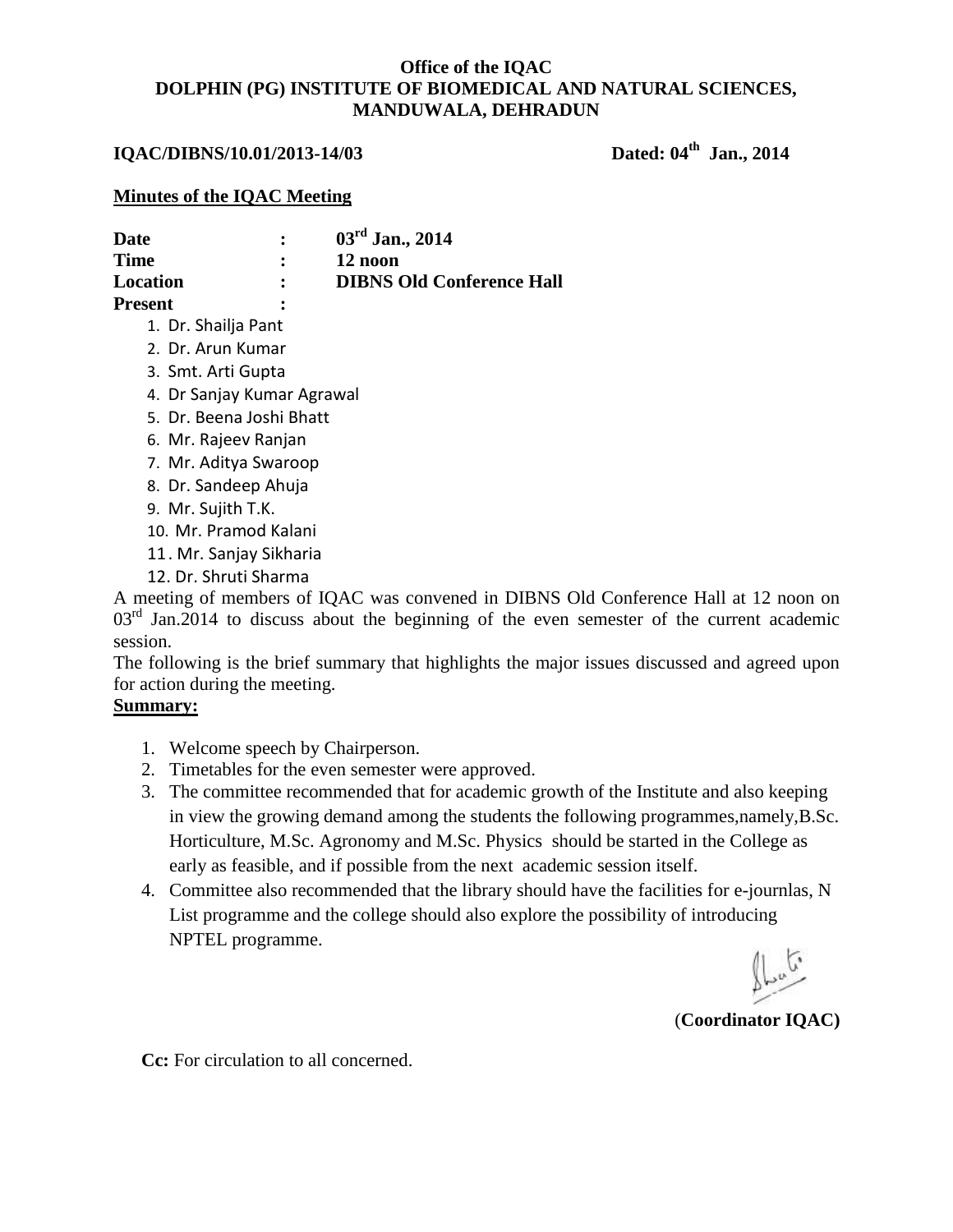**Office of the IQAC**
**DOLPHIN (PG) INSTITUTE OF BIOMEDICAL AND NATURAL SCIENCES, MANDUWALA, DEHRADUN**

**IQAC/DIBNS/10.01/2013-14/03** **Dated: 04th Jan., 2014**

**Minutes of the IQAC Meeting**

**Date : 03rd Jan., 2014**
**Time : 12 noon**
**Location : DIBNS Old Conference Hall**
**Present :**

1. Dr. Shailja Pant
2. Dr. Arun Kumar
3. Smt. Arti Gupta
4. Dr Sanjay Kumar Agrawal
5. Dr. Beena Joshi Bhatt
6. Mr. Rajeev Ranjan
7. Mr. Aditya Swaroop
8. Dr. Sandeep Ahuja
9. Mr. Sujith T.K.
10. Mr. Pramod Kalani
11. Mr. Sanjay Sikharia
12. Dr. Shruti Sharma

A meeting of members of IQAC was convened in DIBNS Old Conference Hall at 12 noon on 03rd Jan.2014 to discuss about the beginning of the even semester of the current academic session.

The following is the brief summary that highlights the major issues discussed and agreed upon for action during the meeting.

**Summary:**

1. Welcome speech by Chairperson.
2. Timetables for the even semester were approved.
3. The committee recommended that for academic growth of the Institute and also keeping in view the growing demand among the students the following programmes,namely,B.Sc. Horticulture, M.Sc. Agronomy and M.Sc. Physics should be started in the College as early as feasible, and if possible from the next academic session itself.
4. Committee also recommended that the library should have the facilities for e-journlas, N List programme and the college should also explore the possibility of introducing NPTEL programme.

(**Coordinator IQAC)**

**Cc:** For circulation to all concerned.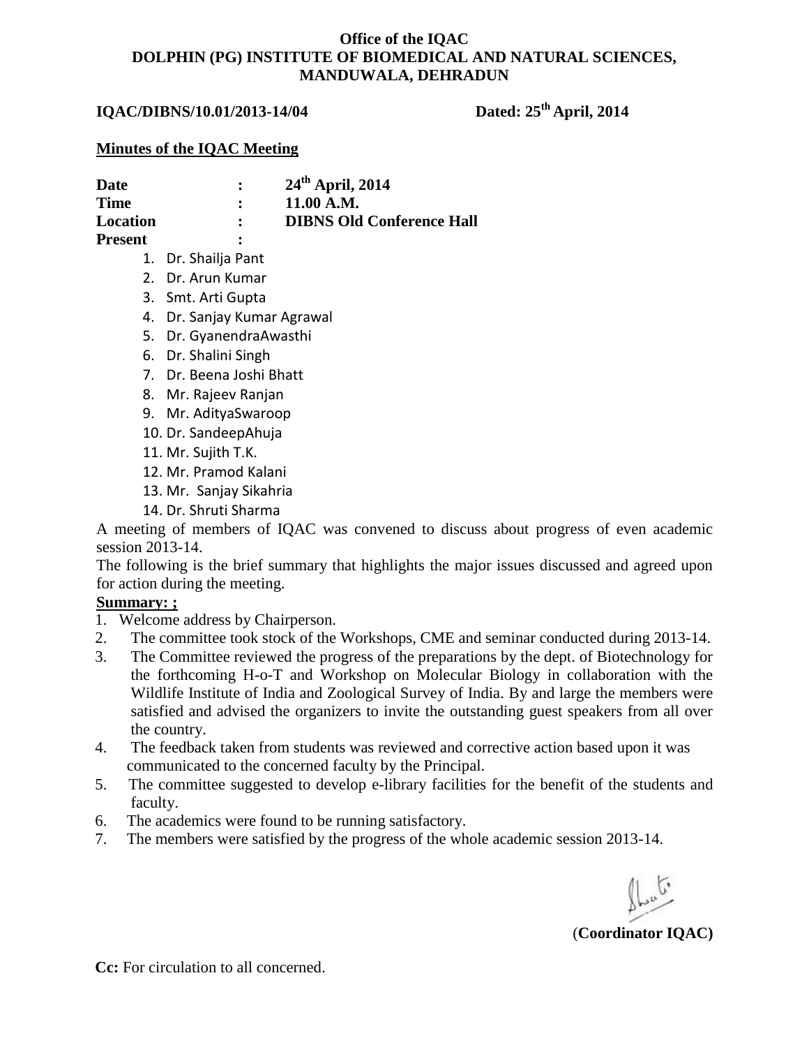**Office of the IQAC**
**DOLPHIN (PG) INSTITUTE OF BIOMEDICAL AND NATURAL SCIENCES, MANDUWALA, DEHRADUN**

**IQAC/DIBNS/10.01/2013-14/04** **Dated: 25th April, 2014**

**Minutes of the IQAC Meeting**

**Date** : **24th April, 2014**
**Time** : **11.00 A.M.**
**Location** : **DIBNS Old Conference Hall**
**Present** :

1. Dr. Shailja Pant
2. Dr. Arun Kumar
3. Smt. Arti Gupta
4. Dr. Sanjay Kumar Agrawal
5. Dr. GyanendraAwasthi
6. Dr. Shalini Singh
7. Dr. Beena Joshi Bhatt
8. Mr. Rajeev Ranjan
9. Mr. AdityaSwaroop
10. Dr. SandeepAhuja
11. Mr. Sujith T.K.
12. Mr. Pramod Kalani
13. Mr. Sanjay Sikahria
14. Dr. Shruti Sharma

A meeting of members of IQAC was convened to discuss about progress of even academic session 2013-14.

The following is the brief summary that highlights the major issues discussed and agreed upon for action during the meeting.

**Summary: ;**

1. Welcome address by Chairperson.
2. The committee took stock of the Workshops, CME and seminar conducted during 2013-14.
3. The Committee reviewed the progress of the preparations by the dept. of Biotechnology for the forthcoming H-o-T and Workshop on Molecular Biology in collaboration with the Wildlife Institute of India and Zoological Survey of India. By and large the members were satisfied and advised the organizers to invite the outstanding guest speakers from all over the country.
4. The feedback taken from students was reviewed and corrective action based upon it was communicated to the concerned faculty by the Principal.
5. The committee suggested to develop e-library facilities for the benefit of the students and faculty.
6. The academics were found to be running satisfactory.
7. The members were satisfied by the progress of the whole academic session 2013-14.

(**Coordinator IQAC)**

**Cc:** For circulation to all concerned.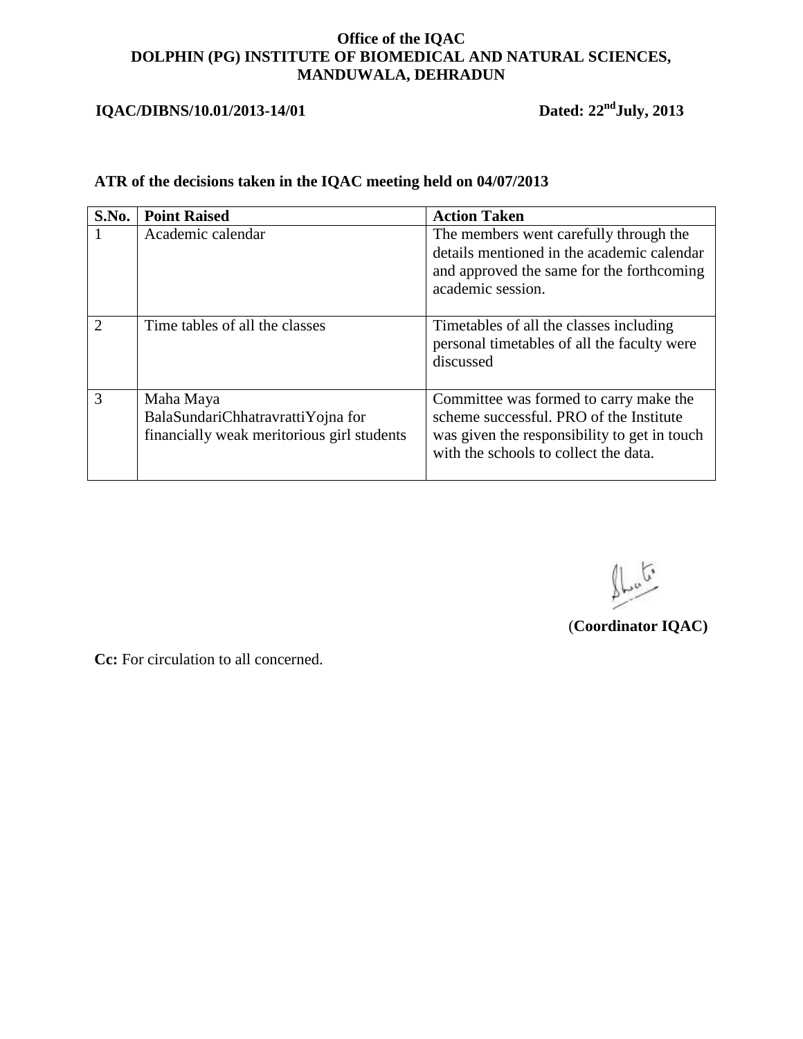**Office of the IQAC**
**DOLPHIN (PG) INSTITUTE OF BIOMEDICAL AND NATURAL SCIENCES, MANDUWALA, DEHRADUN**

**IQAC/DIBNS/10.01/2013-14/01** **Dated: 22nd July, 2013**

**ATR of the decisions taken in the IQAC meeting held on 04/07/2013**

| S.No. | Point Raised | Action Taken |
|---|---|---|
| 1 | Academic calendar | The members went carefully through the details mentioned in the academic calendar and approved the same for the forthcoming academic session. |
| 2 | Time tables of all the classes | Timetables of all the classes including personal timetables of all the faculty were discussed |
| 3 | Maha Maya BalaSundariChhatravrattiYojna for financially weak meritorious girl students | Committee was formed to carry make the scheme successful. PRO of the Institute was given the responsibility to get in touch with the schools to collect the data. |

(**Coordinator IQAC)**

**Cc:** For circulation to all concerned.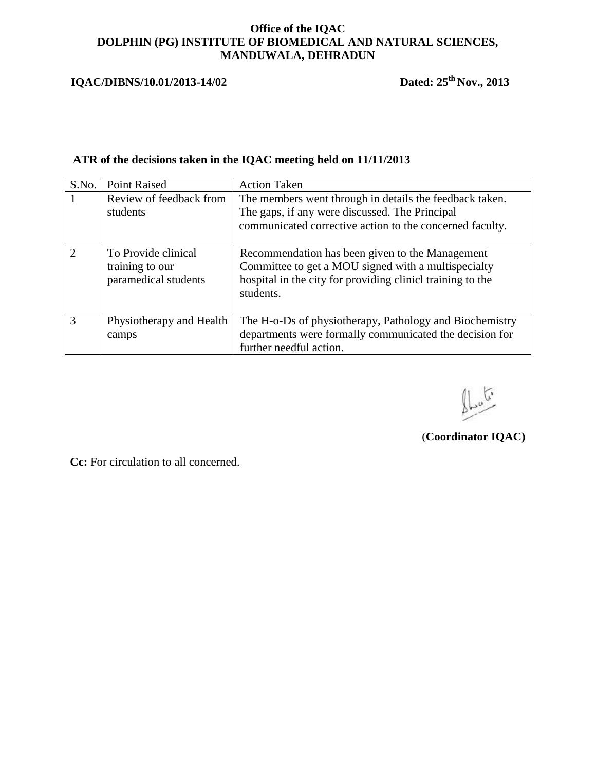**Office of the IQAC**
**DOLPHIN (PG) INSTITUTE OF BIOMEDICAL AND NATURAL SCIENCES, MANDUWALA, DEHRADUN**

**IQAC/DIBNS/10.01/2013-14/02** **Dated: 25th Nov., 2013**

**ATR of the decisions taken in the IQAC meeting held on 11/11/2013**

| S.No. | Point Raised | Action Taken |
| --- | --- | --- |
| 1 | Review of feedback from students | The members went through in details the feedback taken. The gaps, if any were discussed. The Principal communicated corrective action to the concerned faculty. |
| 2 | To Provide clinical training to our paramedical students | Recommendation has been given to the Management Committee to get a MOU signed with a multispecialty hospital in the city for providing clinicl training to the students. |
| 3 | Physiotherapy and Health camps | The H-o-Ds of physiotherapy, Pathology and Biochemistry departments were formally communicated the decision for further needful action. |

(**Coordinator IQAC)**

**Cc:** For circulation to all concerned.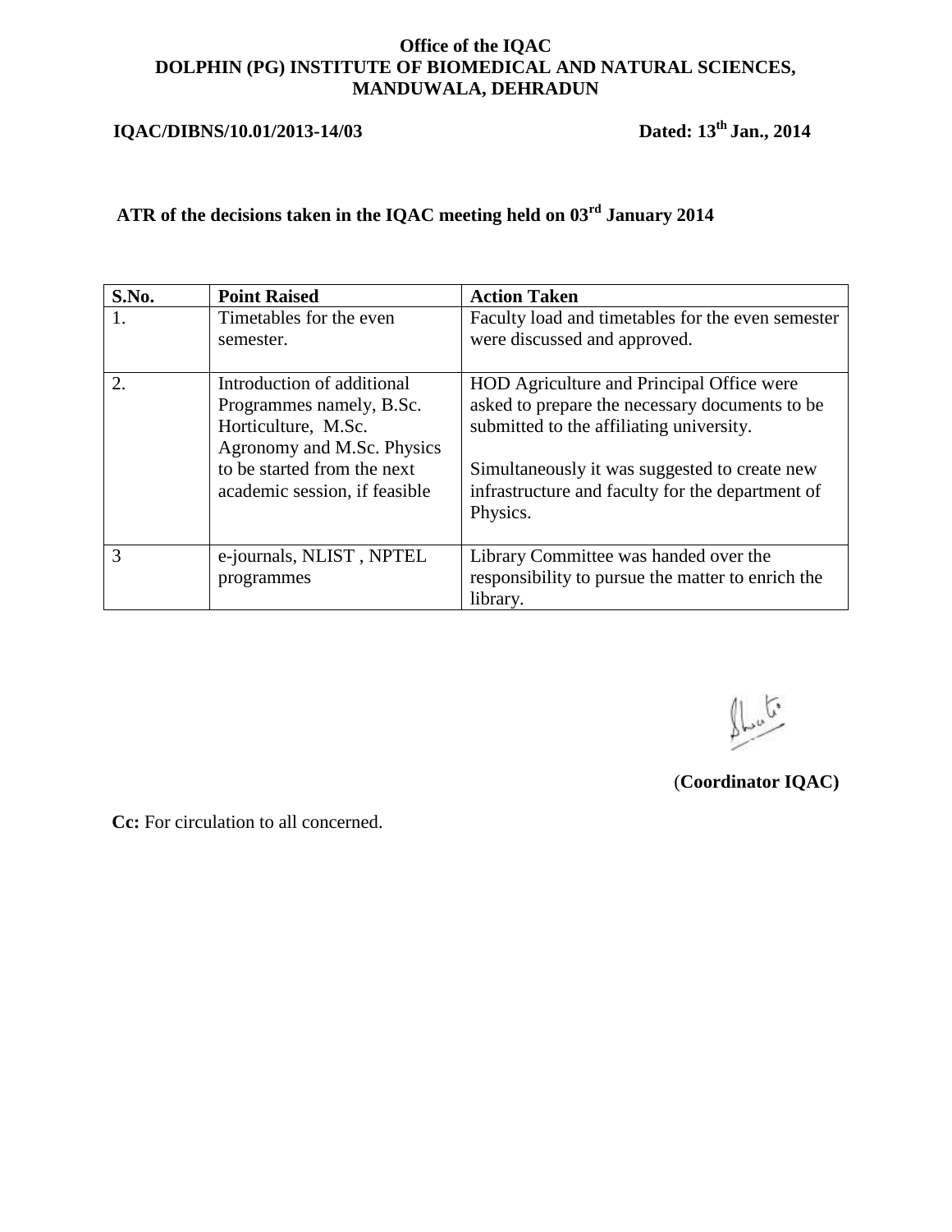**Office of the IQAC**
**DOLPHIN (PG) INSTITUTE OF BIOMEDICAL AND NATURAL SCIENCES, MANDUWALA, DEHRADUN**

**IQAC/DIBNS/10.01/2013-14/03** **Dated: 13th Jan., 2014**

**ATR of the decisions taken in the IQAC meeting held on 03rd January 2014**

| S.No. | Point Raised | Action Taken |
|---|---|---|
| 1. | Timetables for the even semester. | Faculty load and timetables for the even semester were discussed and approved. |
| 2. | Introduction of additional Programmes namely, B.Sc. Horticulture, M.Sc. Agronomy and M.Sc. Physics to be started from the next academic session, if feasible | HOD Agriculture and Principal Office were asked to prepare the necessary documents to be submitted to the affiliating university.<br><br>Simultaneously it was suggested to create new infrastructure and faculty for the department of Physics. |
| 3 | e-journals, NLIST , NPTEL programmes | Library Committee was handed over the responsibility to pursue the matter to enrich the library. |

(**Coordinator IQAC)**

**Cc:** For circulation to all concerned.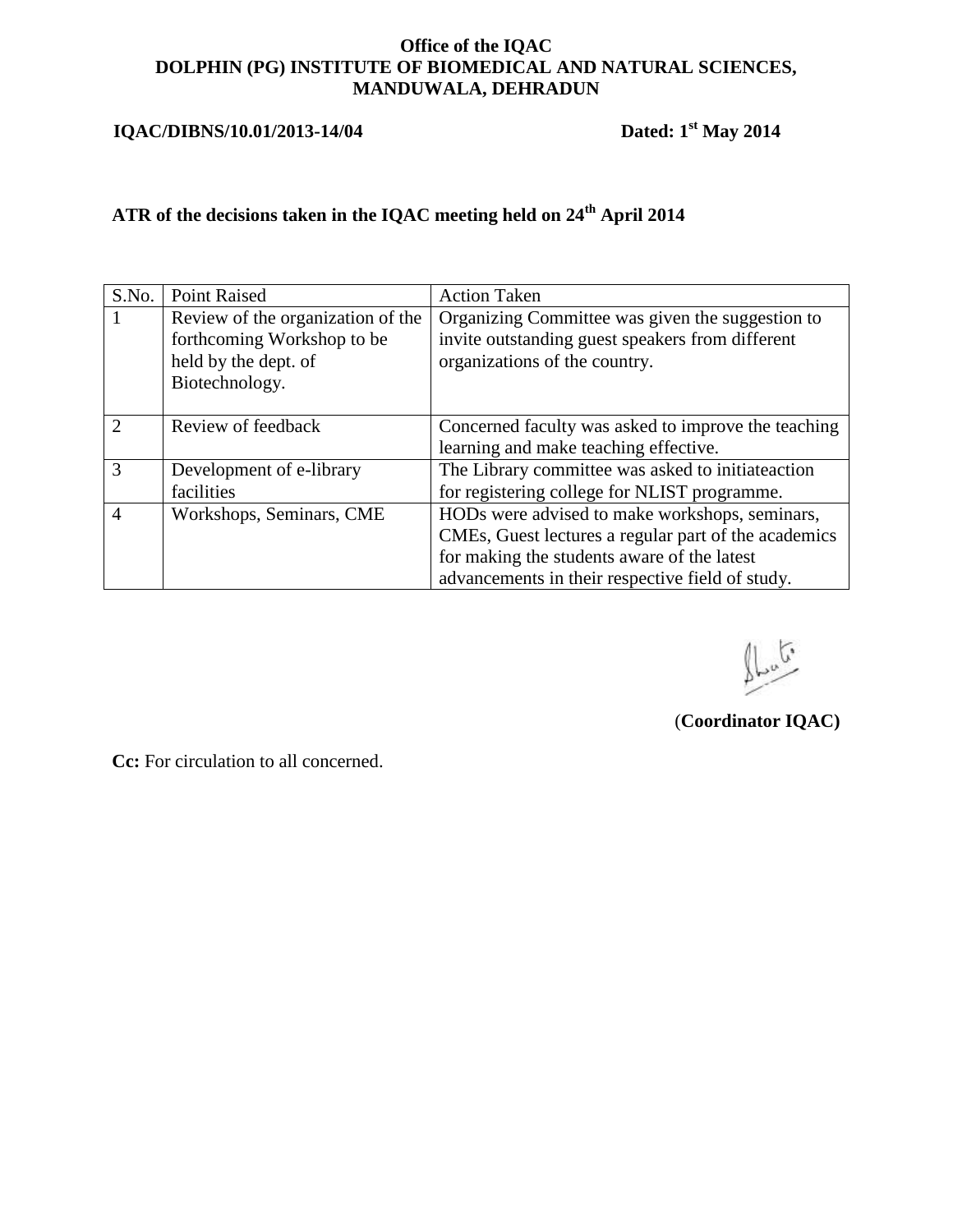**Office of the IQAC**
**DOLPHIN (PG) INSTITUTE OF BIOMEDICAL AND NATURAL SCIENCES, MANDUWALA, DEHRADUN**

**IQAC/DIBNS/10.01/2013-14/04** **Dated: 1st May 2014**

## ATR of the decisions taken in the IQAC meeting held on 24th April 2014

| S.No. | Point Raised | Action Taken |
|---|---|---|
| 1 | Review of the organization of the forthcoming Workshop to be held by the dept. of Biotechnology. | Organizing Committee was given the suggestion to invite outstanding guest speakers from different organizations of the country. |
| 2 | Review of feedback | Concerned faculty was asked to improve the teaching learning and make teaching effective. |
| 3 | Development of e-library facilities | The Library committee was asked to initiateaction for registering college for NLIST programme. |
| 4 | Workshops, Seminars, CME | HODs were advised to make workshops, seminars, CMEs, Guest lectures a regular part of the academics for making the students aware of the latest advancements in their respective field of study. |

(**Coordinator IQAC)**

**Cc:** For circulation to all concerned.